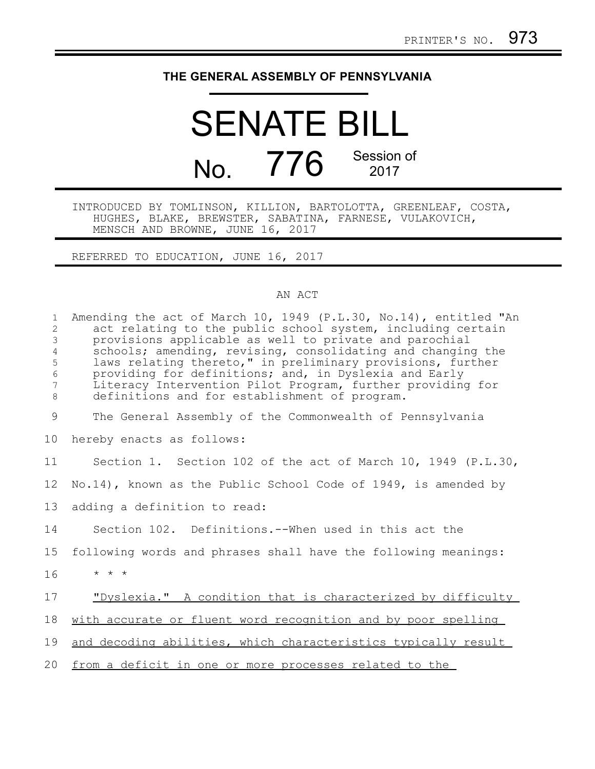PRINTER'S NO. 973

# THE GENERAL ASSEMBLY OF PENNSYLVANIA

# SENATE BILL

# No. 776 Session of 2017

INTRODUCED BY TOMLINSON, KILLION, BARTOLOTTA, GREENLEAF, COSTA, HUGHES, BLAKE, BREWSTER, SABATINA, FARNESE, VULAKOVICH, MENSCH AND BROWNE, JUNE 16, 2017

REFERRED TO EDUCATION, JUNE 16, 2017

## AN ACT

Amending the act of March 10, 1949 (P.L.30, No.14), entitled "An act relating to the public school system, including certain provisions applicable as well to private and parochial schools; amending, revising, consolidating and changing the laws relating thereto," in preliminary provisions, further providing for definitions; and, in Dyslexia and Early Literacy Intervention Pilot Program, further providing for definitions and for establishment of program.

The General Assembly of the Commonwealth of Pennsylvania hereby enacts as follows:

Section 1. Section 102 of the act of March 10, 1949 (P.L.30, No.14), known as the Public School Code of 1949, is amended by adding a definition to read:

Section 102. Definitions.--When used in this act the following words and phrases shall have the following meanings:

\* \* \*

"Dyslexia." A condition that is characterized by difficulty with accurate or fluent word recognition and by poor spelling and decoding abilities, which characteristics typically result from a deficit in one or more processes related to the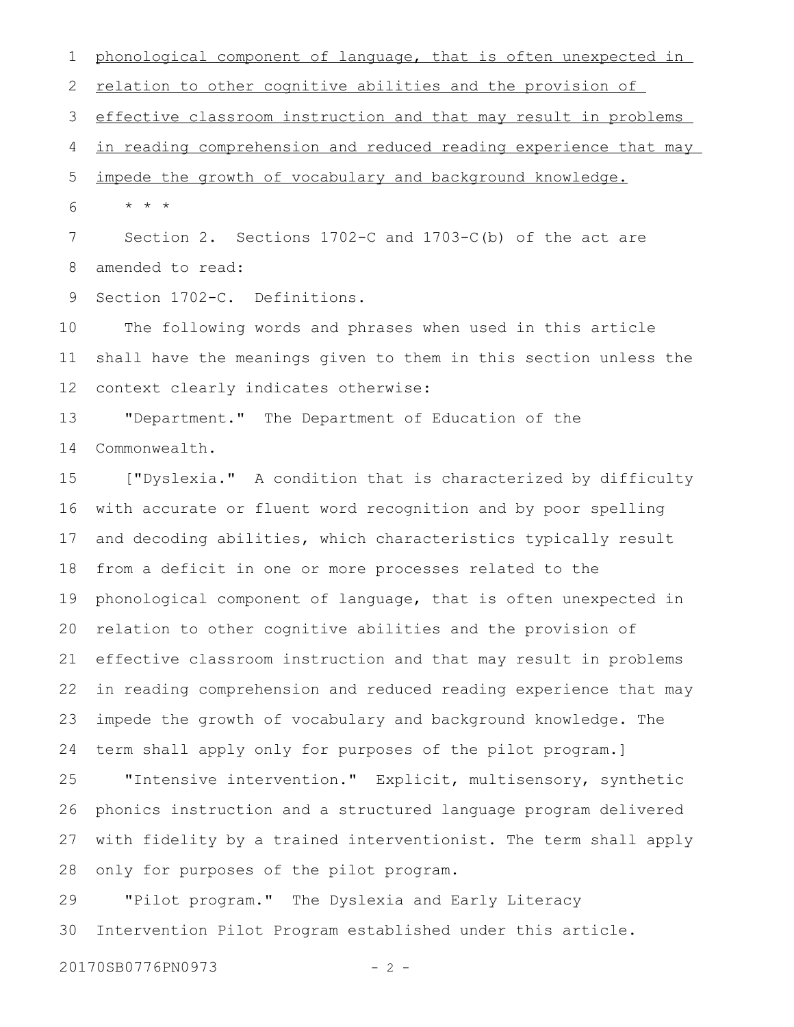<u>phonological component of language, that is often unexpected in relation to other cognitive abilities and the provision of effective classroom instruction and that may result in problems in reading comprehension and reduced reading experience that may impede the growth of vocabulary and background knowledge.</u>

\* \* \*

Section 2. Sections 1702-C and 1703-C(b) of the act are amended to read:

Section 1702-C. Definitions.

The following words and phrases when used in this article shall have the meanings given to them in this section unless the context clearly indicates otherwise:

"Department." The Department of Education of the Commonwealth.

["Dyslexia." A condition that is characterized by difficulty with accurate or fluent word recognition and by poor spelling and decoding abilities, which characteristics typically result from a deficit in one or more processes related to the phonological component of language, that is often unexpected in relation to other cognitive abilities and the provision of effective classroom instruction and that may result in problems in reading comprehension and reduced reading experience that may impede the growth of vocabulary and background knowledge. The term shall apply only for purposes of the pilot program.]

"Intensive intervention." Explicit, multisensory, synthetic phonics instruction and a structured language program delivered with fidelity by a trained interventionist. The term shall apply only for purposes of the pilot program.

"Pilot program." The Dyslexia and Early Literacy Intervention Pilot Program established under this article.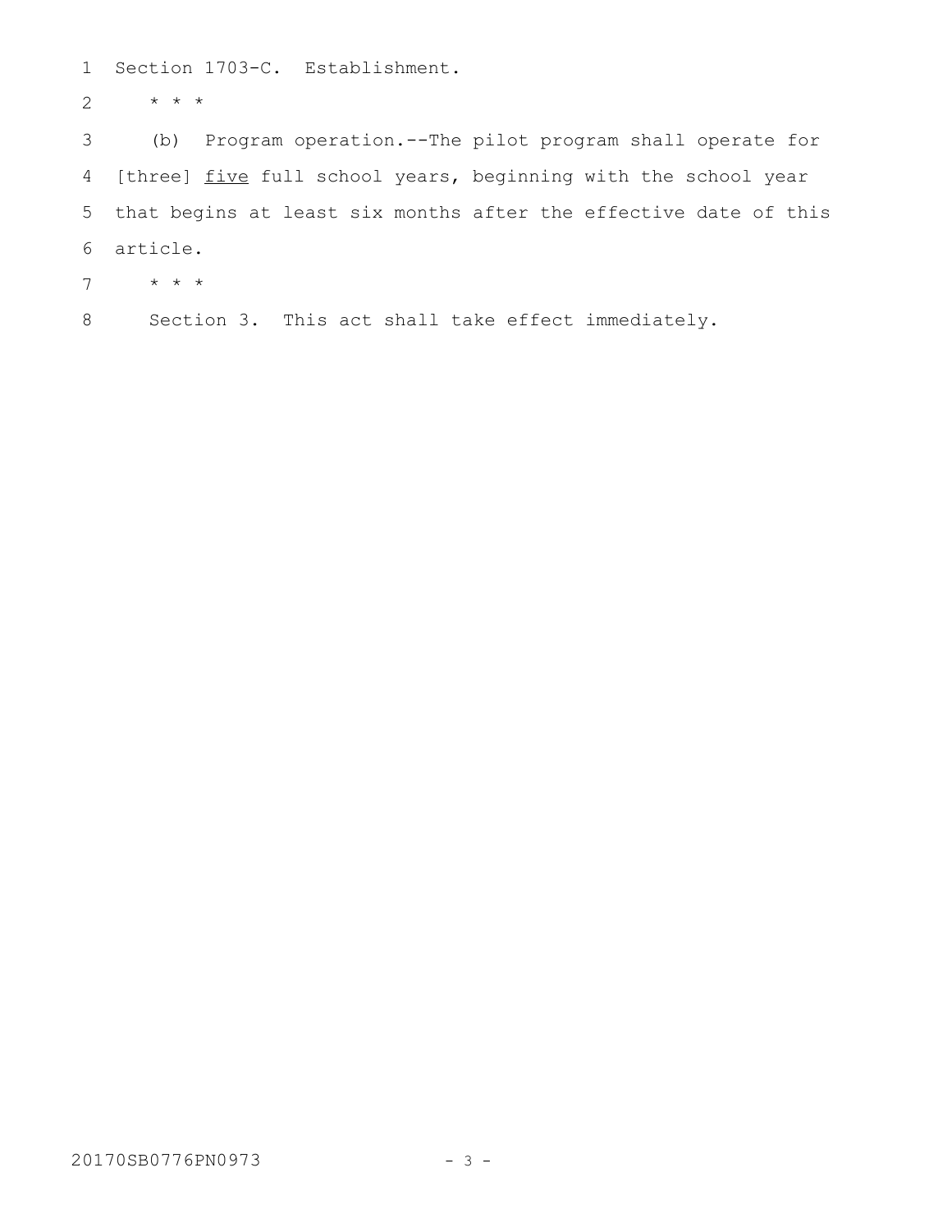Section 1703-C. Establishment.

* * *

(b) Program operation.--The pilot program shall operate for [three] <u>five</u> full school years, beginning with the school year that begins at least six months after the effective date of this article.

* * *

Section 3. This act shall take effect immediately.